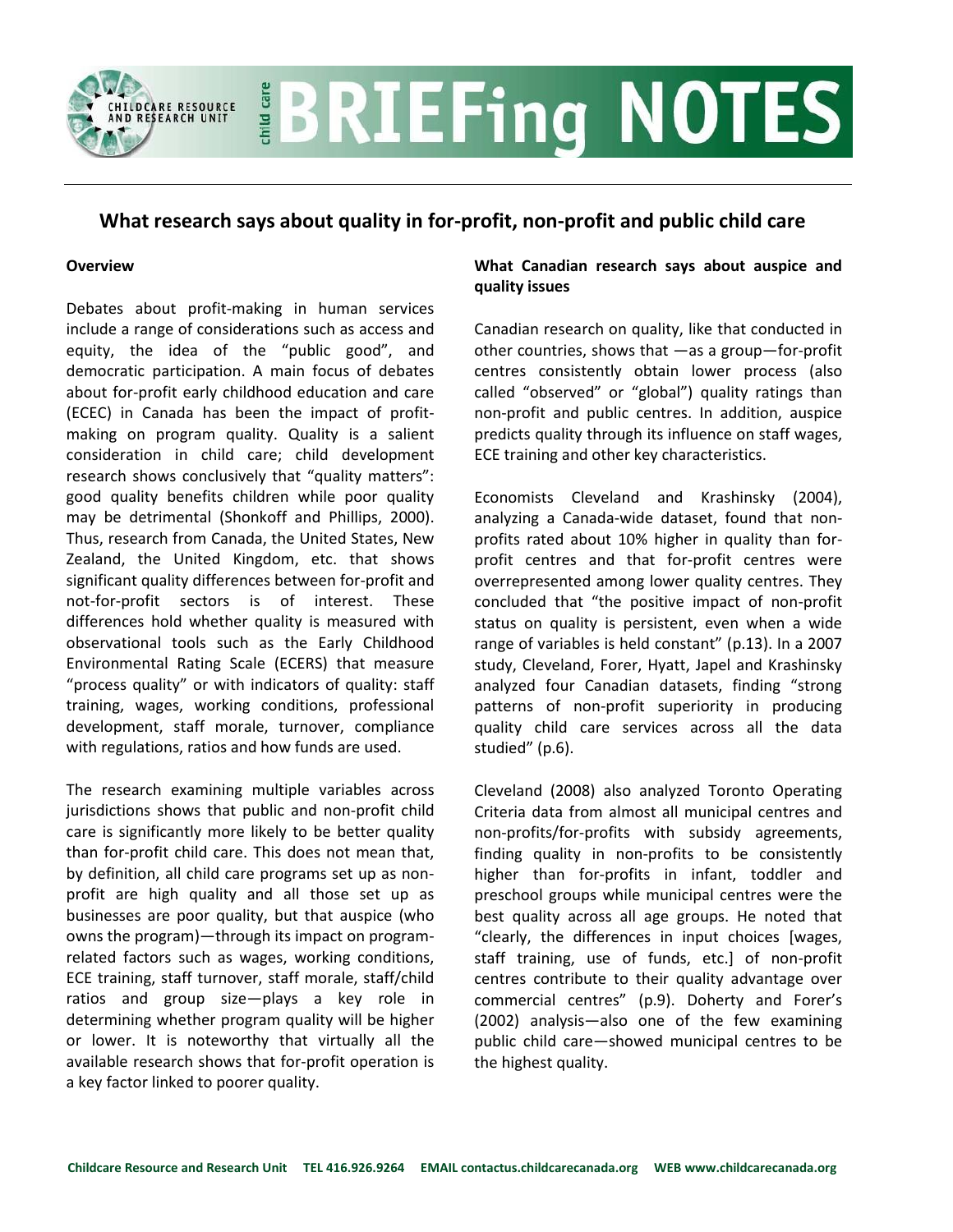# BRIEFing NOTES

## What research says about quality in for-profit, non-profit and public child care

### Overview

Debates about profit-making in human services include a range of considerations such as access and equity, the idea of the "public good", and democratic participation. A main focus of debates about for-profit early childhood education and care (ECEC) in Canada has been the impact of profit-making on program quality. Quality is a salient consideration in child care; child development research shows conclusively that "quality matters": good quality benefits children while poor quality may be detrimental (Shonkoff and Phillips, 2000). Thus, research from Canada, the United States, New Zealand, the United Kingdom, etc. that shows significant quality differences between for-profit and not-for-profit sectors is of interest. These differences hold whether quality is measured with observational tools such as the Early Childhood Environmental Rating Scale (ECERS) that measure "process quality" or with indicators of quality: staff training, wages, working conditions, professional development, staff morale, turnover, compliance with regulations, ratios and how funds are used.

The research examining multiple variables across jurisdictions shows that public and non-profit child care is significantly more likely to be better quality than for-profit child care. This does not mean that, by definition, all child care programs set up as non-profit are high quality and all those set up as businesses are poor quality, but that auspice (who owns the program)—through its impact on program-related factors such as wages, working conditions, ECE training, staff turnover, staff morale, staff/child ratios and group size—plays a key role in determining whether program quality will be higher or lower. It is noteworthy that virtually all the available research shows that for-profit operation is a key factor linked to poorer quality.

### What Canadian research says about auspice and quality issues

Canadian research on quality, like that conducted in other countries, shows that —as a group—for-profit centres consistently obtain lower process (also called "observed" or "global") quality ratings than non-profit and public centres. In addition, auspice predicts quality through its influence on staff wages, ECE training and other key characteristics.

Economists Cleveland and Krashinsky (2004), analyzing a Canada-wide dataset, found that non-profits rated about 10% higher in quality than for-profit centres and that for-profit centres were overrepresented among lower quality centres. They concluded that "the positive impact of non-profit status on quality is persistent, even when a wide range of variables is held constant" (p.13). In a 2007 study, Cleveland, Forer, Hyatt, Japel and Krashinsky analyzed four Canadian datasets, finding "strong patterns of non-profit superiority in producing quality child care services across all the data studied" (p.6).

Cleveland (2008) also analyzed Toronto Operating Criteria data from almost all municipal centres and non-profits/for-profits with subsidy agreements, finding quality in non-profits to be consistently higher than for-profits in infant, toddler and preschool groups while municipal centres were the best quality across all age groups. He noted that "clearly, the differences in input choices [wages, staff training, use of funds, etc.] of non-profit centres contribute to their quality advantage over commercial centres" (p.9). Doherty and Forer's (2002) analysis—also one of the few examining public child care—showed municipal centres to be the highest quality.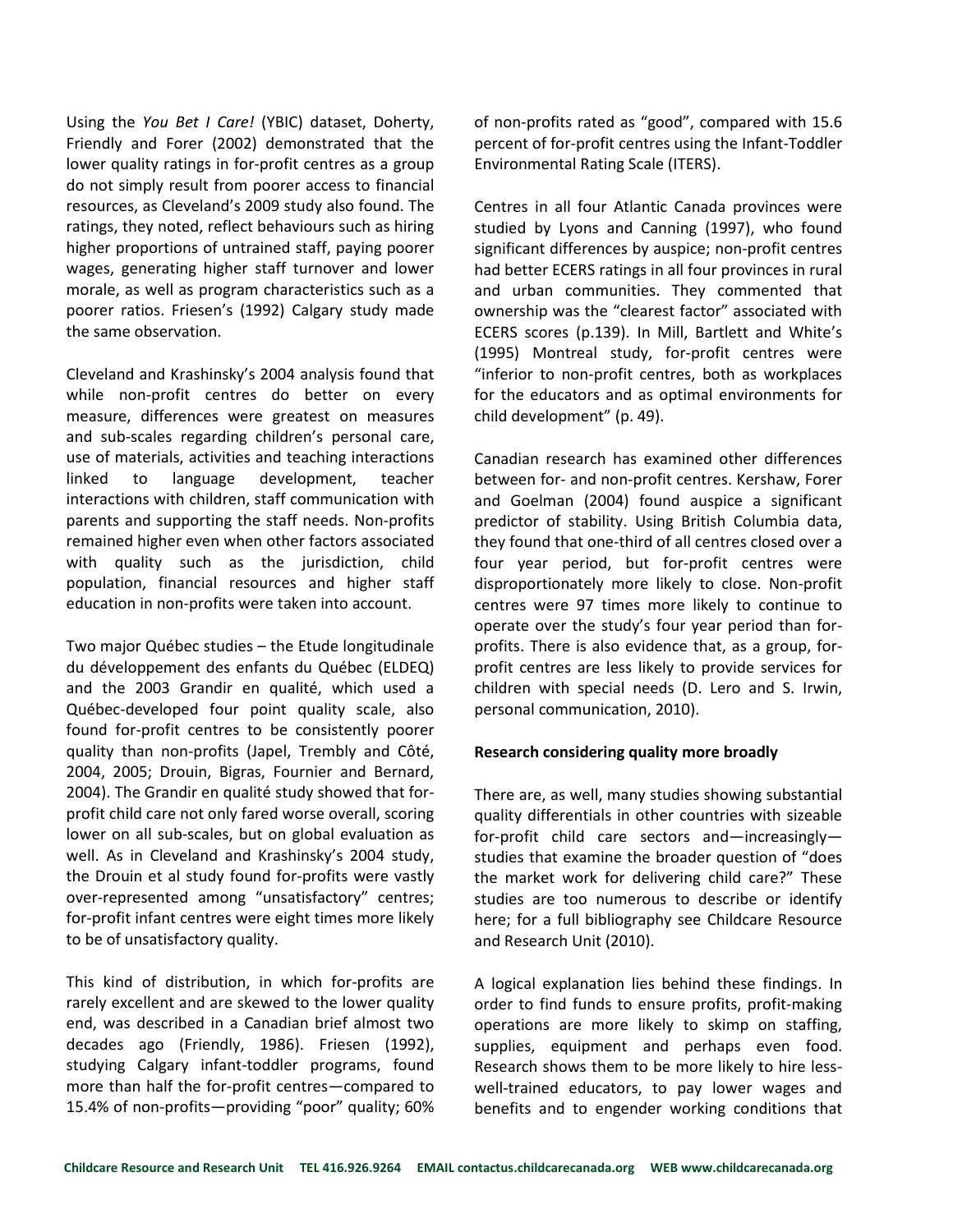Using the *You Bet I Care!* (YBIC) dataset, Doherty, Friendly and Forer (2002) demonstrated that the lower quality ratings in for-profit centres as a group do not simply result from poorer access to financial resources, as Cleveland's 2009 study also found. The ratings, they noted, reflect behaviours such as hiring higher proportions of untrained staff, paying poorer wages, generating higher staff turnover and lower morale, as well as program characteristics such as a poorer ratios. Friesen's (1992) Calgary study made the same observation.

Cleveland and Krashinsky's 2004 analysis found that while non-profit centres do better on every measure, differences were greatest on measures and sub-scales regarding children's personal care, use of materials, activities and teaching interactions linked to language development, teacher interactions with children, staff communication with parents and supporting the staff needs. Non-profits remained higher even when other factors associated with quality such as the jurisdiction, child population, financial resources and higher staff education in non-profits were taken into account.

Two major Québec studies – the Etude longitudinale du développement des enfants du Québec (ELDEQ) and the 2003 Grandir en qualité, which used a Québec-developed four point quality scale, also found for-profit centres to be consistently poorer quality than non-profits (Japel, Trembly and Côté, 2004, 2005; Drouin, Bigras, Fournier and Bernard, 2004). The Grandir en qualité study showed that for-profit child care not only fared worse overall, scoring lower on all sub-scales, but on global evaluation as well. As in Cleveland and Krashinsky's 2004 study, the Drouin et al study found for-profits were vastly over-represented among "unsatisfactory" centres; for-profit infant centres were eight times more likely to be of unsatisfactory quality.

This kind of distribution, in which for-profits are rarely excellent and are skewed to the lower quality end, was described in a Canadian brief almost two decades ago (Friendly, 1986). Friesen (1992), studying Calgary infant-toddler programs, found more than half the for-profit centres—compared to 15.4% of non-profits—providing "poor" quality; 60% of non-profits rated as "good", compared with 15.6 percent of for-profit centres using the Infant-Toddler Environmental Rating Scale (ITERS).

Centres in all four Atlantic Canada provinces were studied by Lyons and Canning (1997), who found significant differences by auspice; non-profit centres had better ECERS ratings in all four provinces in rural and urban communities. They commented that ownership was the "clearest factor" associated with ECERS scores (p.139). In Mill, Bartlett and White's (1995) Montreal study, for-profit centres were "inferior to non-profit centres, both as workplaces for the educators and as optimal environments for child development" (p. 49).

Canadian research has examined other differences between for- and non-profit centres. Kershaw, Forer and Goelman (2004) found auspice a significant predictor of stability. Using British Columbia data, they found that one-third of all centres closed over a four year period, but for-profit centres were disproportionately more likely to close. Non-profit centres were 97 times more likely to continue to operate over the study's four year period than for-profits. There is also evidence that, as a group, for-profit centres are less likely to provide services for children with special needs (D. Lero and S. Irwin, personal communication, 2010).

**Research considering quality more broadly**

There are, as well, many studies showing substantial quality differentials in other countries with sizeable for-profit child care sectors and—increasingly—studies that examine the broader question of "does the market work for delivering child care?" These studies are too numerous to describe or identify here; for a full bibliography see Childcare Resource and Research Unit (2010).

A logical explanation lies behind these findings. In order to find funds to ensure profits, profit-making operations are more likely to skimp on staffing, supplies, equipment and perhaps even food. Research shows them to be more likely to hire less-well-trained educators, to pay lower wages and benefits and to engender working conditions that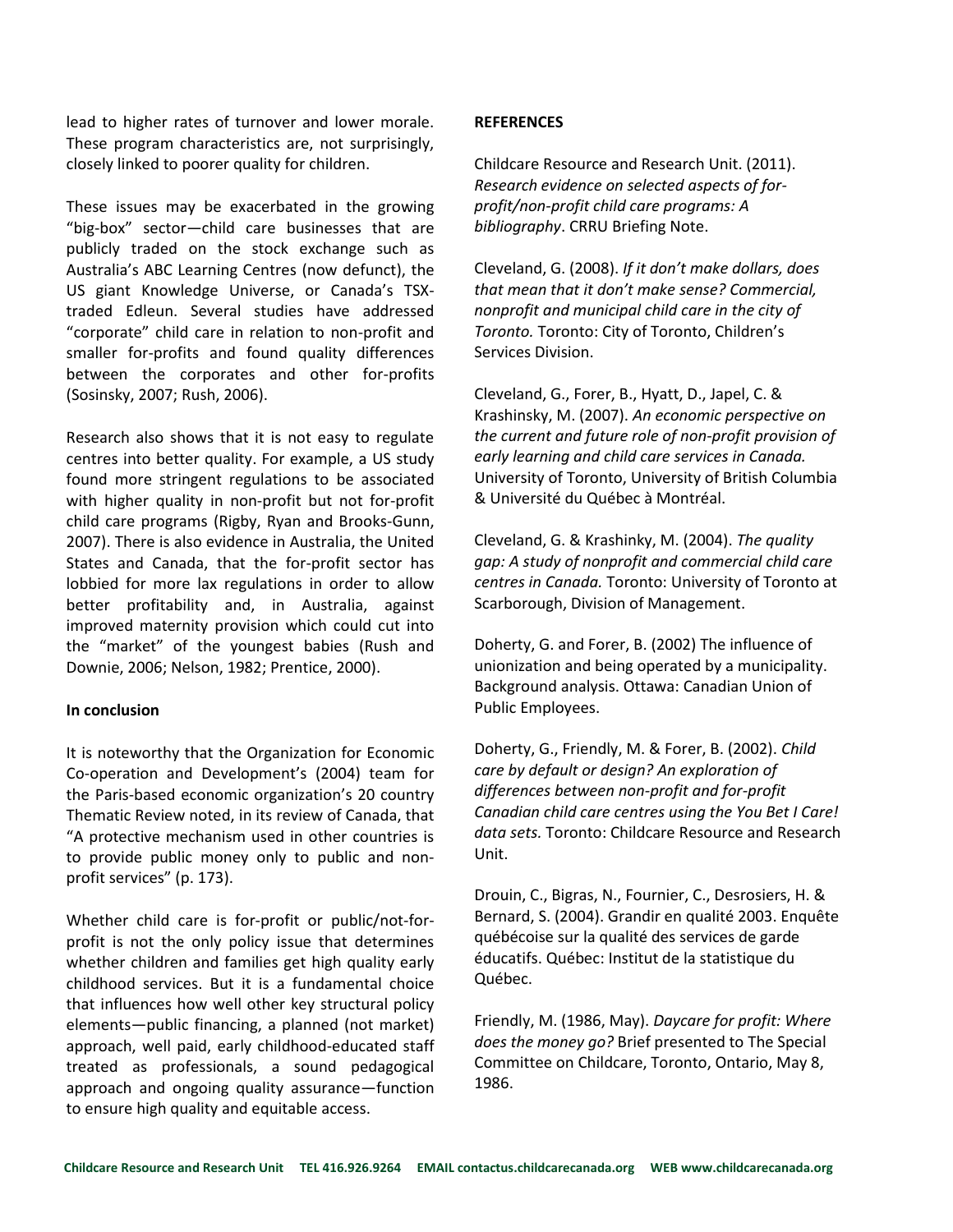lead to higher rates of turnover and lower morale. These program characteristics are, not surprisingly, closely linked to poorer quality for children.

These issues may be exacerbated in the growing "big-box" sector—child care businesses that are publicly traded on the stock exchange such as Australia's ABC Learning Centres (now defunct), the US giant Knowledge Universe, or Canada's TSX-traded Edleun. Several studies have addressed "corporate" child care in relation to non-profit and smaller for-profits and found quality differences between the corporates and other for-profits (Sosinsky, 2007; Rush, 2006).

Research also shows that it is not easy to regulate centres into better quality. For example, a US study found more stringent regulations to be associated with higher quality in non-profit but not for-profit child care programs (Rigby, Ryan and Brooks-Gunn, 2007). There is also evidence in Australia, the United States and Canada, that the for-profit sector has lobbied for more lax regulations in order to allow better profitability and, in Australia, against improved maternity provision which could cut into the "market" of the youngest babies (Rush and Downie, 2006; Nelson, 1982; Prentice, 2000).

**In conclusion**

It is noteworthy that the Organization for Economic Co-operation and Development's (2004) team for the Paris-based economic organization's 20 country Thematic Review noted, in its review of Canada, that "A protective mechanism used in other countries is to provide public money only to public and non-profit services" (p. 173).

Whether child care is for-profit or public/not-for-profit is not the only policy issue that determines whether children and families get high quality early childhood services. But it is a fundamental choice that influences how well other key structural policy elements—public financing, a planned (not market) approach, well paid, early childhood-educated staff treated as professionals, a sound pedagogical approach and ongoing quality assurance—function to ensure high quality and equitable access.

**REFERENCES**

Childcare Resource and Research Unit. (2011). *Research evidence on selected aspects of for-profit/non-profit child care programs: A bibliography*. CRRU Briefing Note.

Cleveland, G. (2008). *If it don't make dollars, does that mean that it don't make sense? Commercial, nonprofit and municipal child care in the city of Toronto.* Toronto: City of Toronto, Children's Services Division.

Cleveland, G., Forer, B., Hyatt, D., Japel, C. & Krashinsky, M. (2007). *An economic perspective on the current and future role of non-profit provision of early learning and child care services in Canada.* University of Toronto, University of British Columbia & Université du Québec à Montréal.

Cleveland, G. & Krashinky, M. (2004). *The quality gap: A study of nonprofit and commercial child care centres in Canada.* Toronto: University of Toronto at Scarborough, Division of Management.

Doherty, G. and Forer, B. (2002) The influence of unionization and being operated by a municipality. Background analysis. Ottawa: Canadian Union of Public Employees.

Doherty, G., Friendly, M. & Forer, B. (2002). *Child care by default or design? An exploration of differences between non-profit and for-profit Canadian child care centres using the You Bet I Care! data sets.* Toronto: Childcare Resource and Research Unit.

Drouin, C., Bigras, N., Fournier, C., Desrosiers, H. & Bernard, S. (2004). Grandir en qualité 2003. Enquête québécoise sur la qualité des services de garde éducatifs. Québec: Institut de la statistique du Québec.

Friendly, M. (1986, May). *Daycare for profit: Where does the money go?* Brief presented to The Special Committee on Childcare, Toronto, Ontario, May 8, 1986.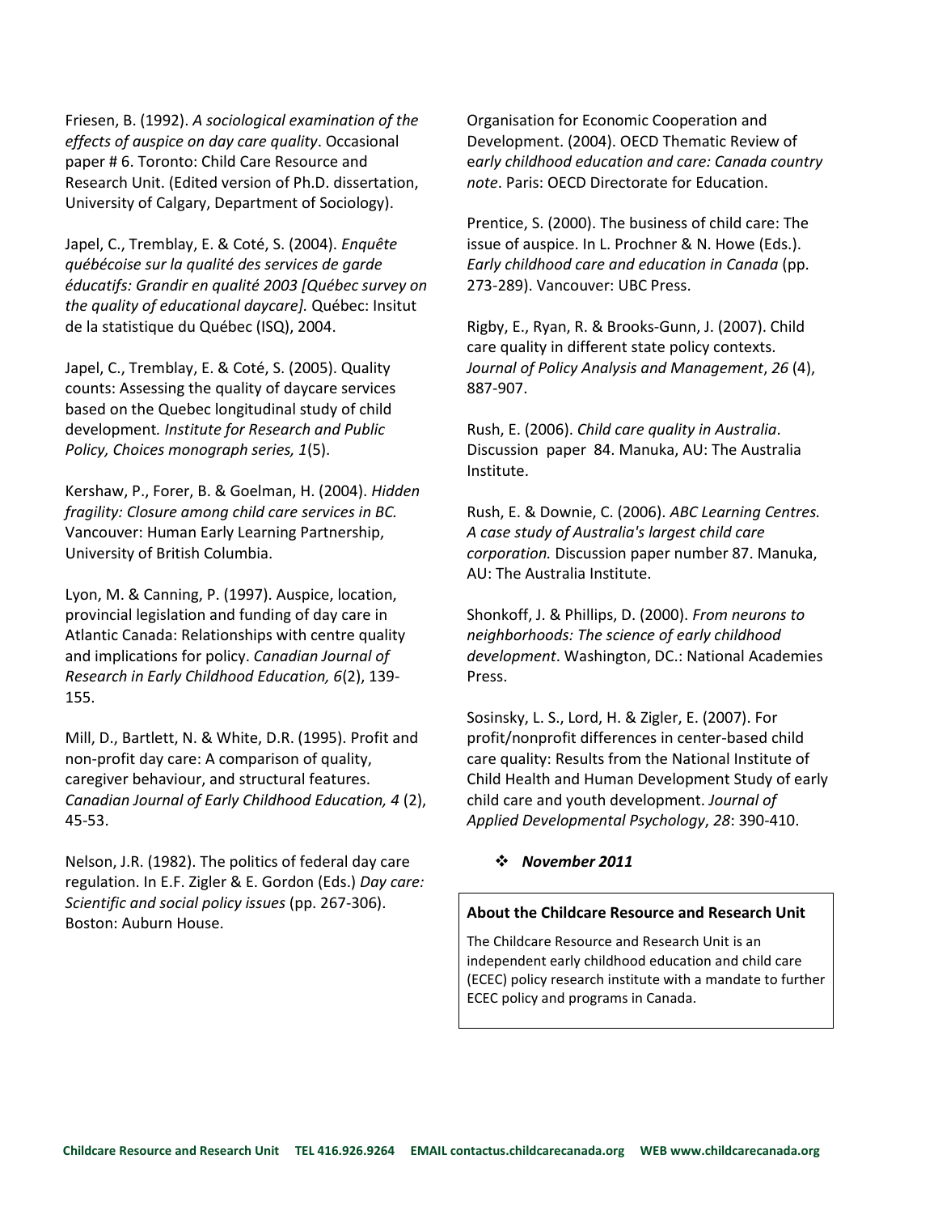Friesen, B. (1992). *A sociological examination of the effects of auspice on day care quality*. Occasional paper # 6. Toronto: Child Care Resource and Research Unit. (Edited version of Ph.D. dissertation, University of Calgary, Department of Sociology).

Japel, C., Tremblay, E. & Coté, S. (2004). *Enquête québécoise sur la qualité des services de garde éducatifs: Grandir en qualité 2003 [Québec survey on the quality of educational daycare].* Québec: Insitut de la statistique du Québec (ISQ), 2004.

Japel, C., Tremblay, E. & Coté, S. (2005). Quality counts: Assessing the quality of daycare services based on the Quebec longitudinal study of child development*. Institute for Research and Public Policy, Choices monograph series, 1*(5).

Kershaw, P., Forer, B. & Goelman, H. (2004). *Hidden fragility: Closure among child care services in BC.* Vancouver: Human Early Learning Partnership, University of British Columbia.

Lyon, M. & Canning, P. (1997). Auspice, location, provincial legislation and funding of day care in Atlantic Canada: Relationships with centre quality and implications for policy. *Canadian Journal of Research in Early Childhood Education, 6*(2), 139-155.

Mill, D., Bartlett, N. & White, D.R. (1995). Profit and non-profit day care: A comparison of quality, caregiver behaviour, and structural features. *Canadian Journal of Early Childhood Education, 4* (2), 45-53.

Nelson, J.R. (1982). The politics of federal day care regulation. In E.F. Zigler & E. Gordon (Eds.) *Day care: Scientific and social policy issues* (pp. 267-306). Boston: Auburn House.

Organisation for Economic Cooperation and Development. (2004). OECD Thematic Review of e*arly childhood education and care: Canada country note*. Paris: OECD Directorate for Education.

Prentice, S. (2000). The business of child care: The issue of auspice. In L. Prochner & N. Howe (Eds.). *Early childhood care and education in Canada* (pp. 273-289). Vancouver: UBC Press.

Rigby, E., Ryan, R. & Brooks-Gunn, J. (2007). Child care quality in different state policy contexts. *Journal of Policy Analysis and Management*, *26* (4), 887-907.

Rush, E. (2006). *Child care quality in Australia*. Discussion paper 84. Manuka, AU: The Australia Institute.

Rush, E. & Downie, C. (2006). *ABC Learning Centres. A case study of Australia's largest child care corporation.* Discussion paper number 87. Manuka, AU: The Australia Institute.

Shonkoff, J. & Phillips, D. (2000). *From neurons to neighborhoods: The science of early childhood development*. Washington, DC.: National Academies Press.

Sosinsky, L. S., Lord, H. & Zigler, E. (2007). For profit/nonprofit differences in center-based child care quality: Results from the National Institute of Child Health and Human Development Study of early child care and youth development. *Journal of Applied Developmental Psychology*, *28*: 390-410.

❖ ***November 2011***

**About the Childcare Resource and Research Unit**

The Childcare Resource and Research Unit is an independent early childhood education and child care (ECEC) policy research institute with a mandate to further ECEC policy and programs in Canada.

**Childcare Resource and Research Unit TEL 416.926.9264 EMAIL contactus.childcarecanada.org WEB www.childcarecanada.org**